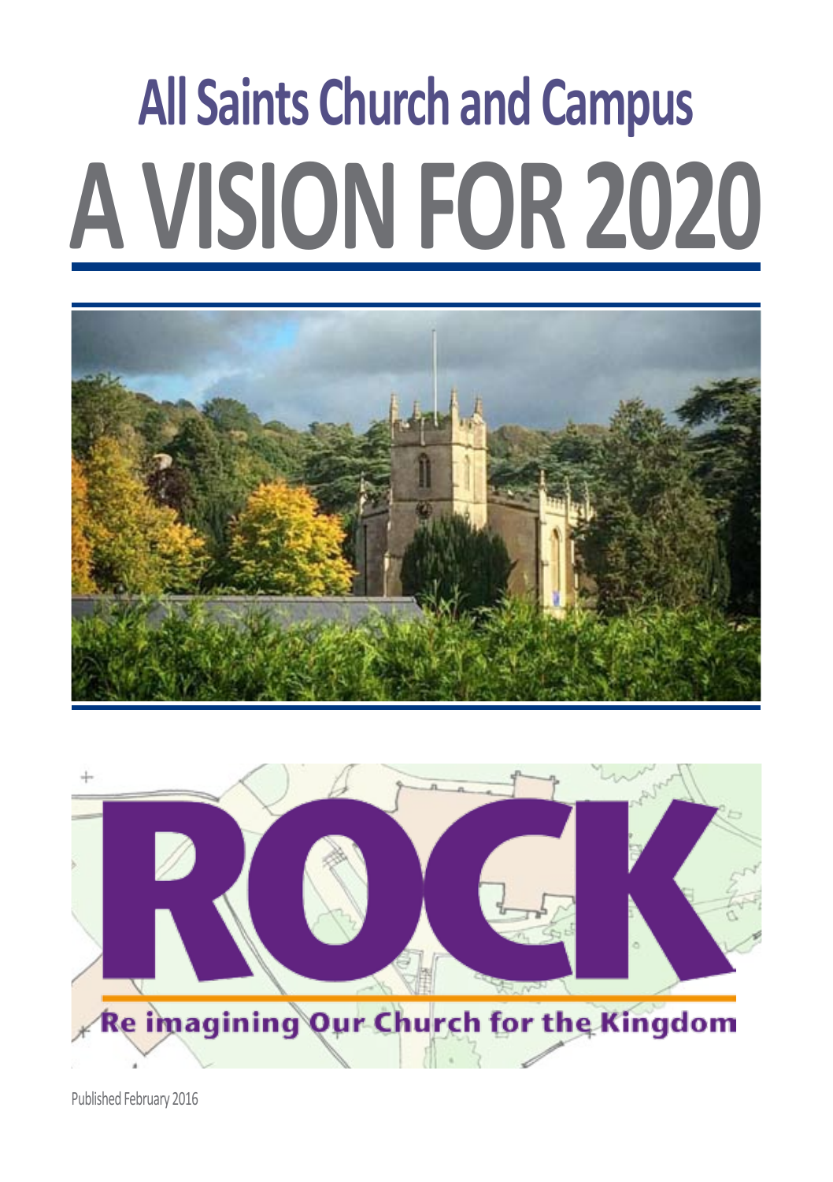# All Saints Church and Campus

# A VISION FOR 2020

ROCK

Re imagining Our Church for the Kingdom

Published February 2016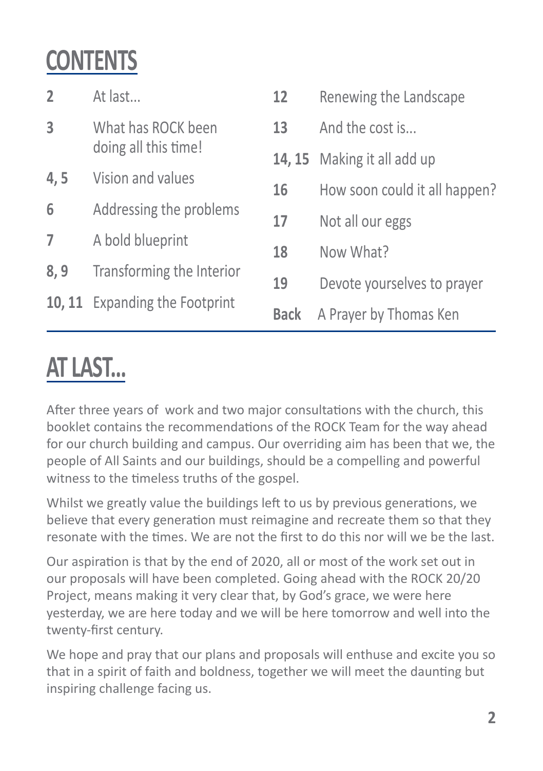# CONTENTS

| | |
|---|---|
| **2** | At last... |
| **3** | What has ROCK been doing all this time! |
| **4, 5** | Vision and values |
| **6** | Addressing the problems |
| **7** | A bold blueprint |
| **8, 9** | Transforming the Interior |
| **10, 11** | Expanding the Footprint |
| **12** | Renewing the Landscape |
| **13** | And the cost is... |
| **14, 15** | Making it all add up |
| **16** | How soon could it all happen? |
| **17** | Not all our eggs |
| **18** | Now What? |
| **19** | Devote yourselves to prayer |
| **Back** | A Prayer by Thomas Ken |

# AT LAST...

After three years of work and two major consultations with the church, this booklet contains the recommendations of the ROCK Team for the way ahead for our church building and campus. Our overriding aim has been that we, the people of All Saints and our buildings, should be a compelling and powerful witness to the timeless truths of the gospel.

Whilst we greatly value the buildings left to us by previous generations, we believe that every generation must reimagine and recreate them so that they resonate with the times. We are not the first to do this nor will we be the last.

Our aspiration is that by the end of 2020, all or most of the work set out in our proposals will have been completed. Going ahead with the ROCK 20/20 Project, means making it very clear that, by God's grace, we were here yesterday, we are here today and we will be here tomorrow and well into the twenty-first century.

We hope and pray that our plans and proposals will enthuse and excite you so that in a spirit of faith and boldness, together we will meet the daunting but inspiring challenge facing us.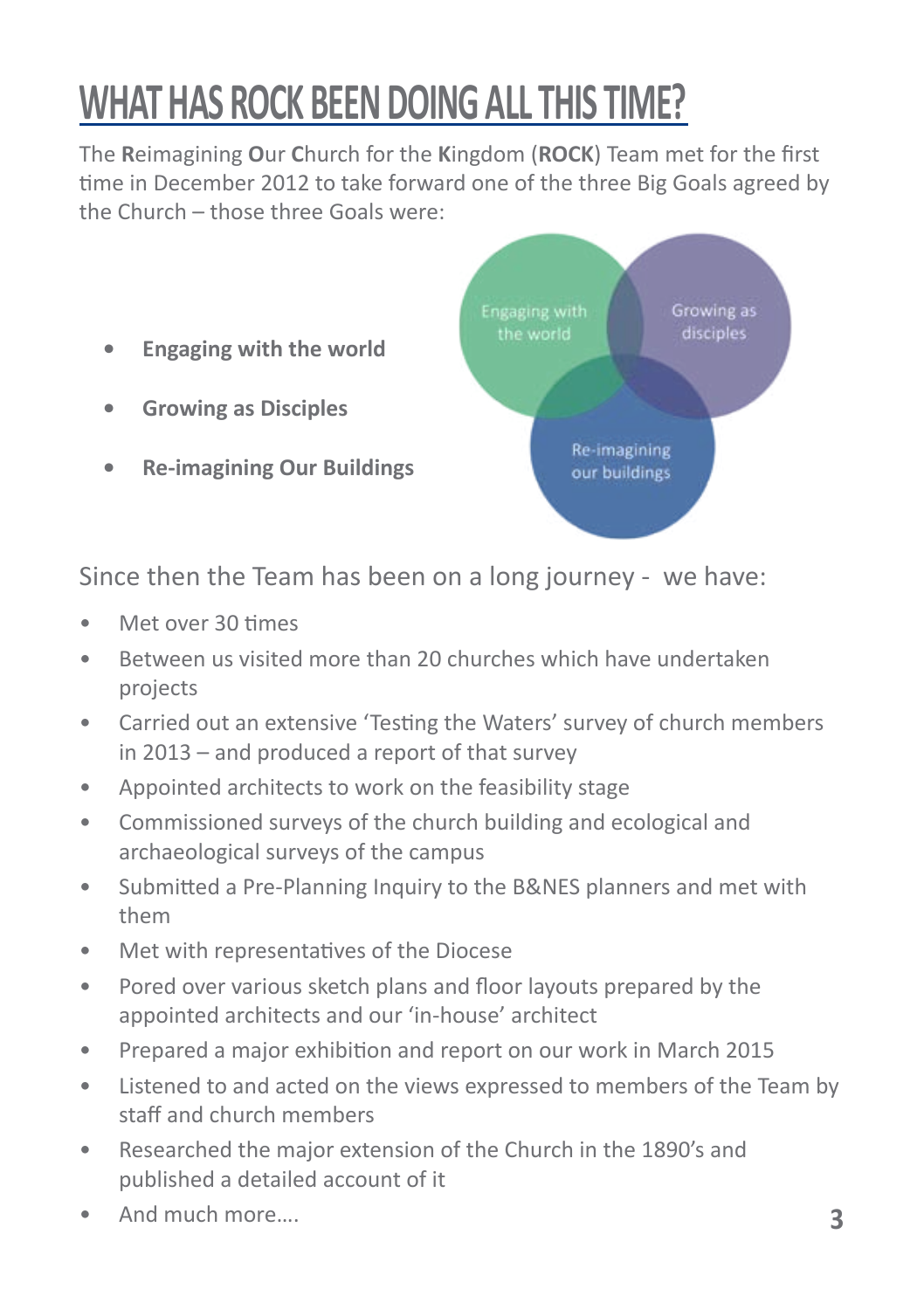# WHAT HAS ROCK BEEN DOING ALL THIS TIME?

The **R**eimagining **O**ur **C**hurch for the **K**ingdom (**ROCK**) Team met for the first time in December 2012 to take forward one of the three Big Goals agreed by the Church – those three Goals were:

- **Engaging with the world**
- **Growing as Disciples**
- **Re-imagining Our Buildings**

Since then the Team has been on a long journey - we have:

- Met over 30 times
- Between us visited more than 20 churches which have undertaken projects
- Carried out an extensive 'Testing the Waters' survey of church members in 2013 – and produced a report of that survey
- Appointed architects to work on the feasibility stage
- Commissioned surveys of the church building and ecological and archaeological surveys of the campus
- Submitted a Pre-Planning Inquiry to the B&NES planners and met with them
- Met with representatives of the Diocese
- Pored over various sketch plans and floor layouts prepared by the appointed architects and our 'in-house' architect
- Prepared a major exhibition and report on our work in March 2015
- Listened to and acted on the views expressed to members of the Team by staff and church members
- Researched the major extension of the Church in the 1890's and published a detailed account of it
- And much more….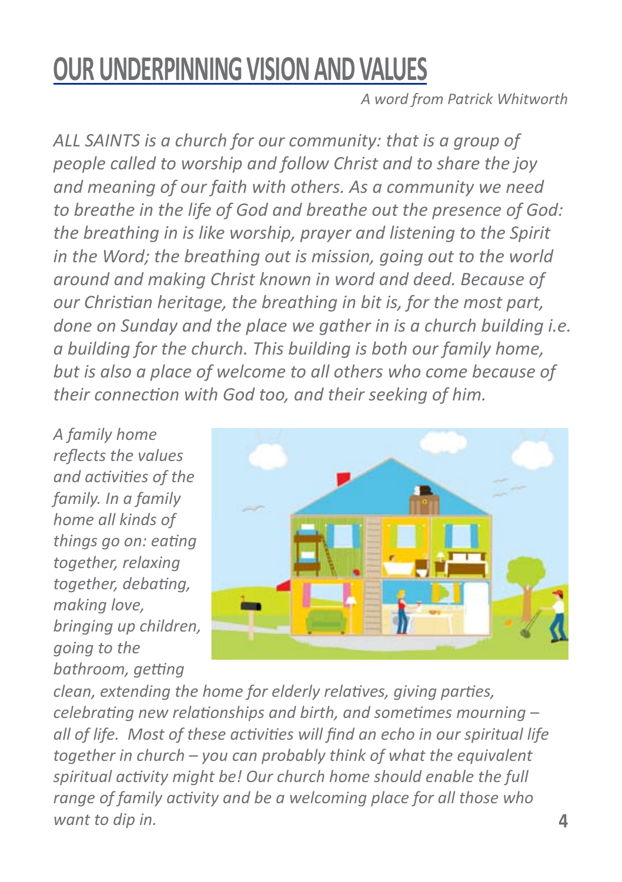# OUR UNDERPINNING VISION AND VALUES

*A word from Patrick Whitworth*

*ALL SAINTS is a church for our community: that is a group of people called to worship and follow Christ and to share the joy and meaning of our faith with others. As a community we need to breathe in the life of God and breathe out the presence of God: the breathing in is like worship, prayer and listening to the Spirit in the Word; the breathing out is mission, going out to the world around and making Christ known in word and deed. Because of our Christian heritage, the breathing in bit is, for the most part, done on Sunday and the place we gather in is a church building i.e. a building for the church. This building is both our family home, but is also a place of welcome to all others who come because of their connection with God too, and their seeking of him.*

*A family home reflects the values and activities of the family. In a family home all kinds of things go on: eating together, relaxing together, debating, making love, bringing up children, going to the bathroom, getting clean, extending the home for elderly relatives, giving parties, celebrating new relationships and birth, and sometimes mourning – all of life. Most of these activities will find an echo in our spiritual life together in church – you can probably think of what the equivalent spiritual activity might be! Our church home should enable the full range of family activity and be a welcoming place for all those who want to dip in.*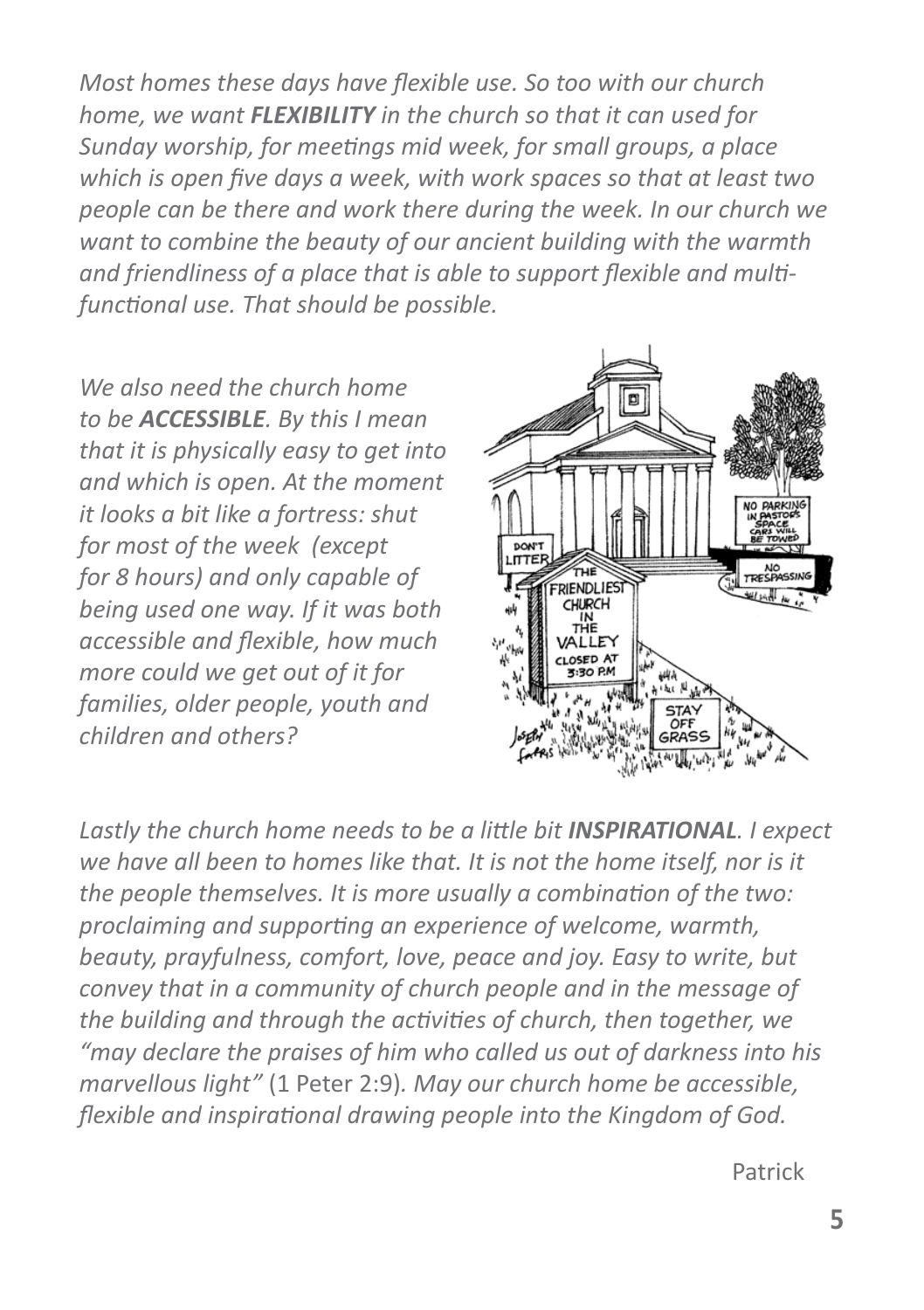*Most homes these days have flexible use. So too with our church home, we want **FLEXIBILITY** in the church so that it can used for Sunday worship, for meetings mid week, for small groups, a place which is open five days a week, with work spaces so that at least two people can be there and work there during the week. In our church we want to combine the beauty of our ancient building with the warmth and friendliness of a place that is able to support flexible and multi-functional use. That should be possible.*

*We also need the church home to be **ACCESSIBLE**. By this I mean that it is physically easy to get into and which is open. At the moment it looks a bit like a fortress: shut for most of the week (except for 8 hours) and only capable of being used one way. If it was both accessible and flexible, how much more could we get out of it for families, older people, youth and children and others?*

*Lastly the church home needs to be a little bit **INSPIRATIONAL**. I expect we have all been to homes like that. It is not the home itself, nor is it the people themselves. It is more usually a combination of the two: proclaiming and supporting an experience of welcome, warmth, beauty, prayfulness, comfort, love, peace and joy. Easy to write, but convey that in a community of church people and in the message of the building and through the activities of church, then together, we "may declare the praises of him who called us out of darkness into his marvellous light"* (1 Peter 2:9). *May our church home be accessible, flexible and inspirational drawing people into the Kingdom of God.*

Patrick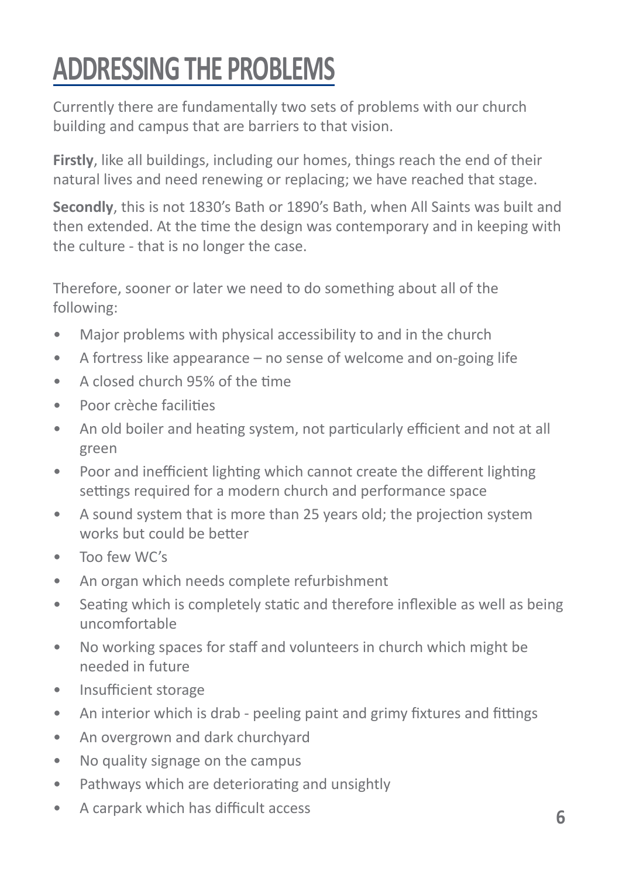# ADDRESSING THE PROBLEMS

Currently there are fundamentally two sets of problems with our church building and campus that are barriers to that vision.

**Firstly**, like all buildings, including our homes, things reach the end of their natural lives and need renewing or replacing; we have reached that stage.

**Secondly**, this is not 1830's Bath or 1890's Bath, when All Saints was built and then extended. At the time the design was contemporary and in keeping with the culture - that is no longer the case.

Therefore, sooner or later we need to do something about all of the following:

- Major problems with physical accessibility to and in the church
- A fortress like appearance – no sense of welcome and on-going life
- A closed church 95% of the time
- Poor crèche facilities
- An old boiler and heating system, not particularly efficient and not at all green
- Poor and inefficient lighting which cannot create the different lighting settings required for a modern church and performance space
- A sound system that is more than 25 years old; the projection system works but could be better
- Too few WC's
- An organ which needs complete refurbishment
- Seating which is completely static and therefore inflexible as well as being uncomfortable
- No working spaces for staff and volunteers in church which might be needed in future
- Insufficient storage
- An interior which is drab - peeling paint and grimy fixtures and fittings
- An overgrown and dark churchyard
- No quality signage on the campus
- Pathways which are deteriorating and unsightly
- A carpark which has difficult access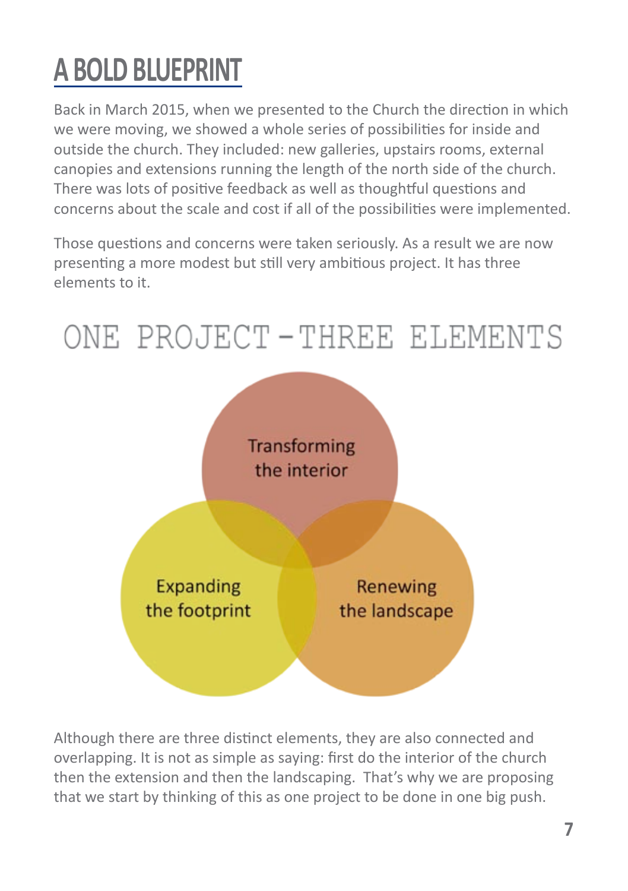# A BOLD BLUEPRINT

Back in March 2015, when we presented to the Church the direction in which we were moving, we showed a whole series of possibilities for inside and outside the church. They included: new galleries, upstairs rooms, external canopies and extensions running the length of the north side of the church. There was lots of positive feedback as well as thoughtful questions and concerns about the scale and cost if all of the possibilities were implemented.

Those questions and concerns were taken seriously. As a result we are now presenting a more modest but still very ambitious project. It has three elements to it.

## ONE PROJECT – THREE ELEMENTS

Transforming the interior

Expanding the footprint

Renewing the landscape

Although there are three distinct elements, they are also connected and overlapping. It is not as simple as saying: first do the interior of the church then the extension and then the landscaping. That's why we are proposing that we start by thinking of this as one project to be done in one big push.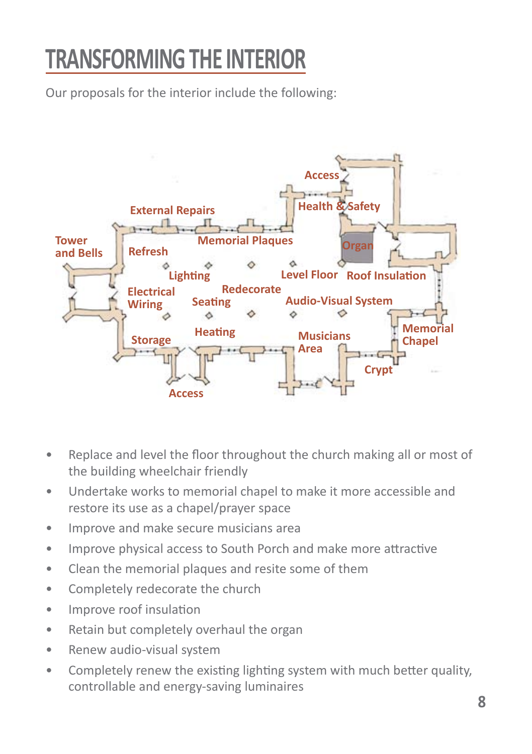# TRANSFORMING THE INTERIOR

Our proposals for the interior include the following:

- Replace and level the floor throughout the church making all or most of the building wheelchair friendly
- Undertake works to memorial chapel to make it more accessible and restore its use as a chapel/prayer space
- Improve and make secure musicians area
- Improve physical access to South Porch and make more attractive
- Clean the memorial plaques and resite some of them
- Completely redecorate the church
- Improve roof insulation
- Retain but completely overhaul the organ
- Renew audio-visual system
- Completely renew the existing lighting system with much better quality, controllable and energy-saving luminaires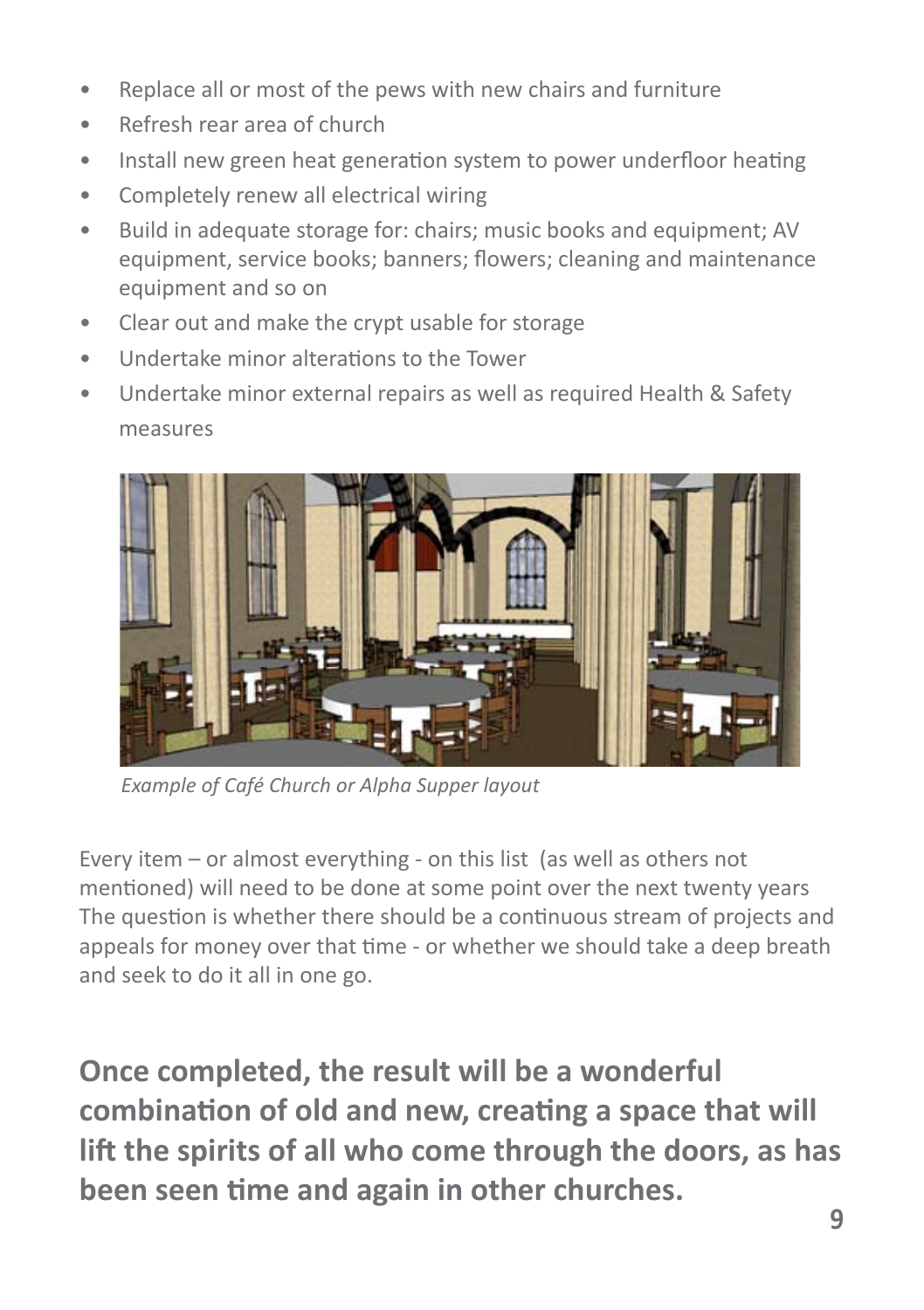- Replace all or most of the pews with new chairs and furniture
- Refresh rear area of church
- Install new green heat generation system to power underfloor heating
- Completely renew all electrical wiring
- Build in adequate storage for: chairs; music books and equipment; AV equipment, service books; banners; flowers; cleaning and maintenance equipment and so on
- Clear out and make the crypt usable for storage
- Undertake minor alterations to the Tower
- Undertake minor external repairs as well as required Health & Safety measures

*Example of Café Church or Alpha Supper layout*

Every item – or almost everything - on this list (as well as others not mentioned) will need to be done at some point over the next twenty years The question is whether there should be a continuous stream of projects and appeals for money over that time - or whether we should take a deep breath and seek to do it all in one go.

**Once completed, the result will be a wonderful combination of old and new, creating a space that will lift the spirits of all who come through the doors, as has been seen time and again in other churches.**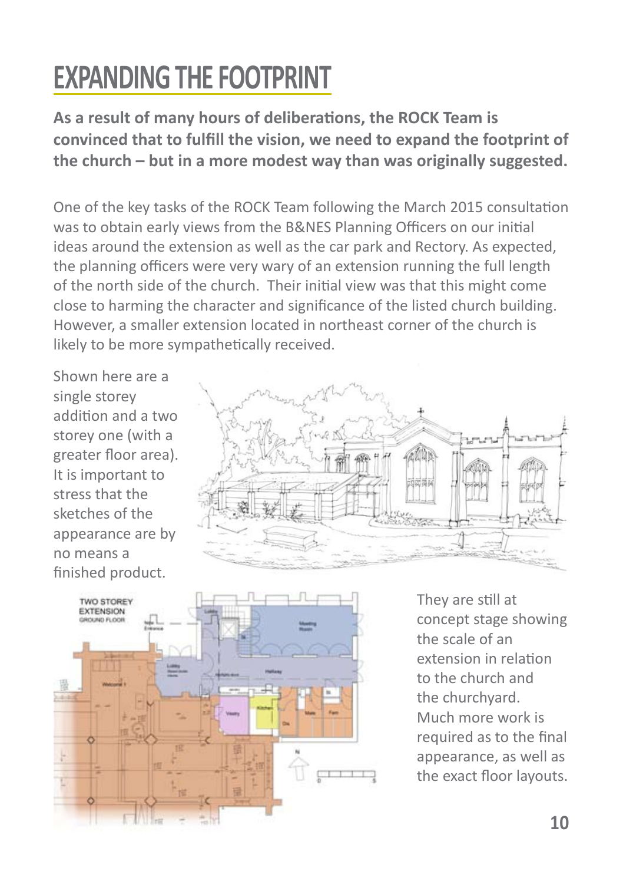# EXPANDING THE FOOTPRINT

**As a result of many hours of deliberations, the ROCK Team is convinced that to fulfill the vision, we need to expand the footprint of the church – but in a more modest way than was originally suggested.**

One of the key tasks of the ROCK Team following the March 2015 consultation was to obtain early views from the B&NES Planning Officers on our initial ideas around the extension as well as the car park and Rectory. As expected, the planning officers were very wary of an extension running the full length of the north side of the church. Their initial view was that this might come close to harming the character and significance of the listed church building. However, a smaller extension located in northeast corner of the church is likely to be more sympathetically received.

Shown here are a single storey addition and a two storey one (with a greater floor area). It is important to stress that the sketches of the appearance are by no means a finished product.

They are still at concept stage showing the scale of an extension in relation to the church and the churchyard. Much more work is required as to the final appearance, as well as the exact floor layouts.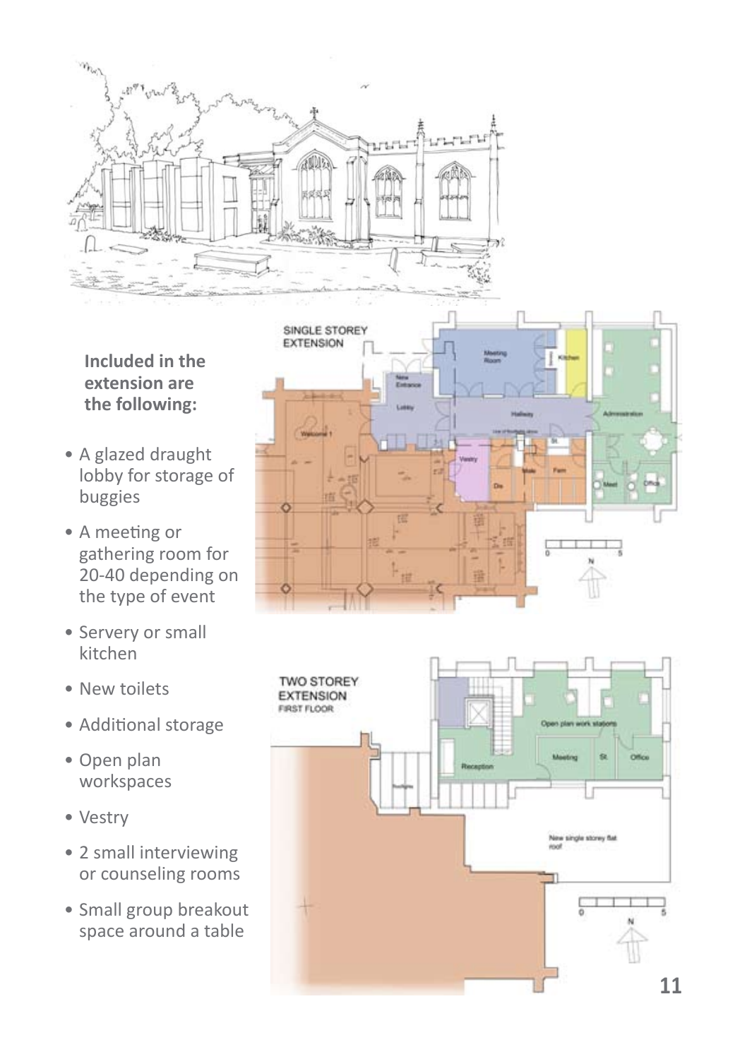**Included in the extension are the following:**

- A glazed draught lobby for storage of buggies
- A meeting or gathering room for 20-40 depending on the type of event
- Servery or small kitchen
- New toilets
- Additional storage
- Open plan workspaces
- Vestry
- 2 small interviewing or counseling rooms
- Small group breakout space around a table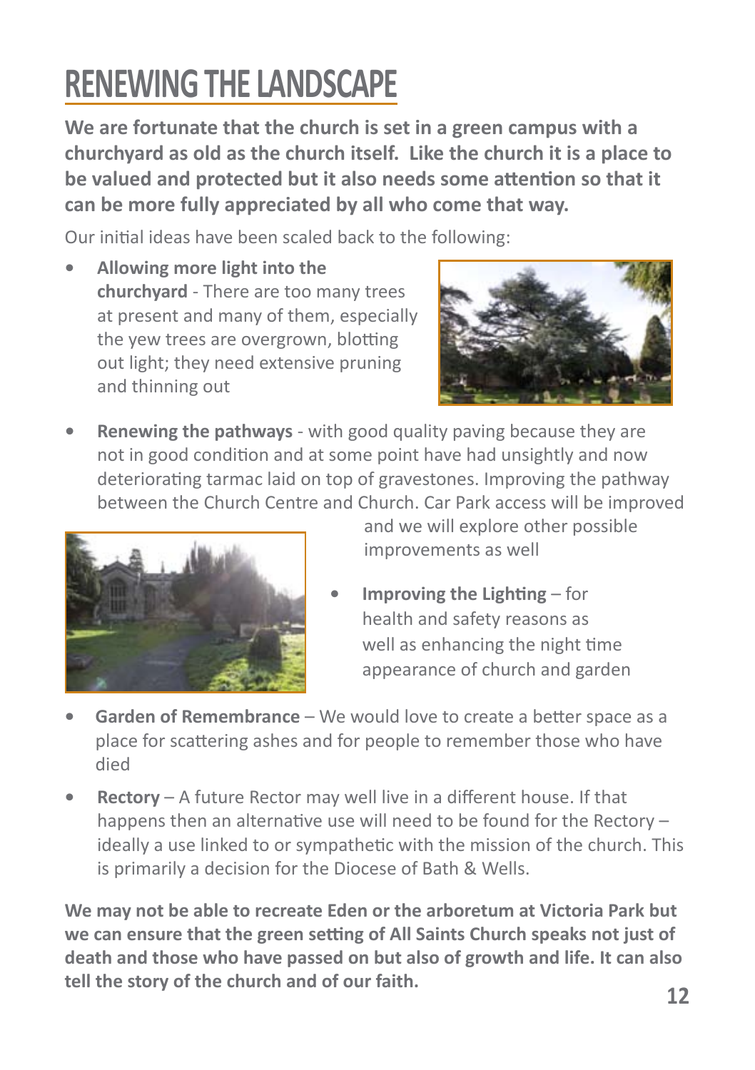# RENEWING THE LANDSCAPE

**We are fortunate that the church is set in a green campus with a churchyard as old as the church itself. Like the church it is a place to be valued and protected but it also needs some attention so that it can be more fully appreciated by all who come that way.**

Our initial ideas have been scaled back to the following:

- **Allowing more light into the churchyard** - There are too many trees at present and many of them, especially the yew trees are overgrown, blotting out light; they need extensive pruning and thinning out
- **Renewing the pathways** - with good quality paving because they are not in good condition and at some point have had unsightly and now deteriorating tarmac laid on top of gravestones. Improving the pathway between the Church Centre and Church. Car Park access will be improved and we will explore other possible improvements as well
- **Improving the Lighting** – for health and safety reasons as well as enhancing the night time appearance of church and garden
- **Garden of Remembrance** – We would love to create a better space as a place for scattering ashes and for people to remember those who have died
- **Rectory** – A future Rector may well live in a different house. If that happens then an alternative use will need to be found for the Rectory – ideally a use linked to or sympathetic with the mission of the church. This is primarily a decision for the Diocese of Bath & Wells.

**We may not be able to recreate Eden or the arboretum at Victoria Park but we can ensure that the green setting of All Saints Church speaks not just of death and those who have passed on but also of growth and life. It can also tell the story of the church and of our faith.**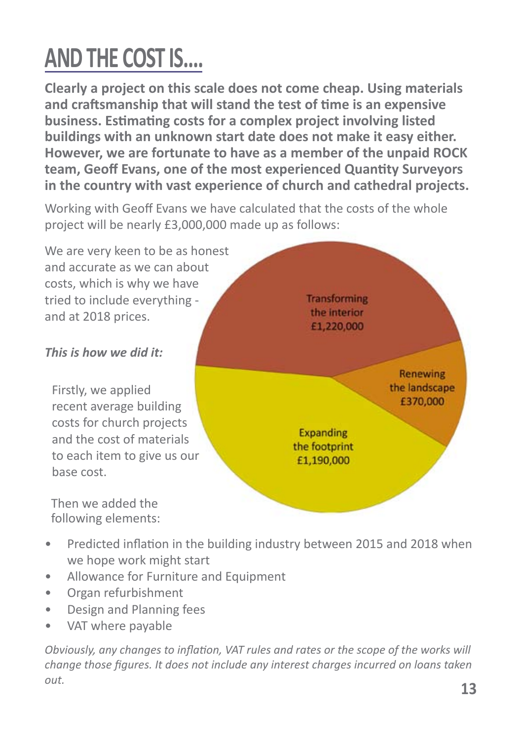# AND THE COST IS....

**Clearly a project on this scale does not come cheap. Using materials and craftsmanship that will stand the test of time is an expensive business. Estimating costs for a complex project involving listed buildings with an unknown start date does not make it easy either. However, we are fortunate to have as a member of the unpaid ROCK team, Geoff Evans, one of the most experienced Quantity Surveyors in the country with vast experience of church and cathedral projects.**

Working with Geoff Evans we have calculated that the costs of the whole project will be nearly £3,000,000 made up as follows:

We are very keen to be as honest and accurate as we can about costs, which is why we have tried to include everything - and at 2018 prices.

Transforming the interior £1,220,000

Renewing the landscape £370,000

Expanding the footprint £1,190,000

***This is how we did it:***

Firstly, we applied recent average building costs for church projects and the cost of materials to each item to give us our base cost.

Then we added the following elements:

- Predicted inflation in the building industry between 2015 and 2018 when we hope work might start
- Allowance for Furniture and Equipment
- Organ refurbishment
- Design and Planning fees
- VAT where payable

*Obviously, any changes to inflation, VAT rules and rates or the scope of the works will change those figures. It does not include any interest charges incurred on loans taken out.*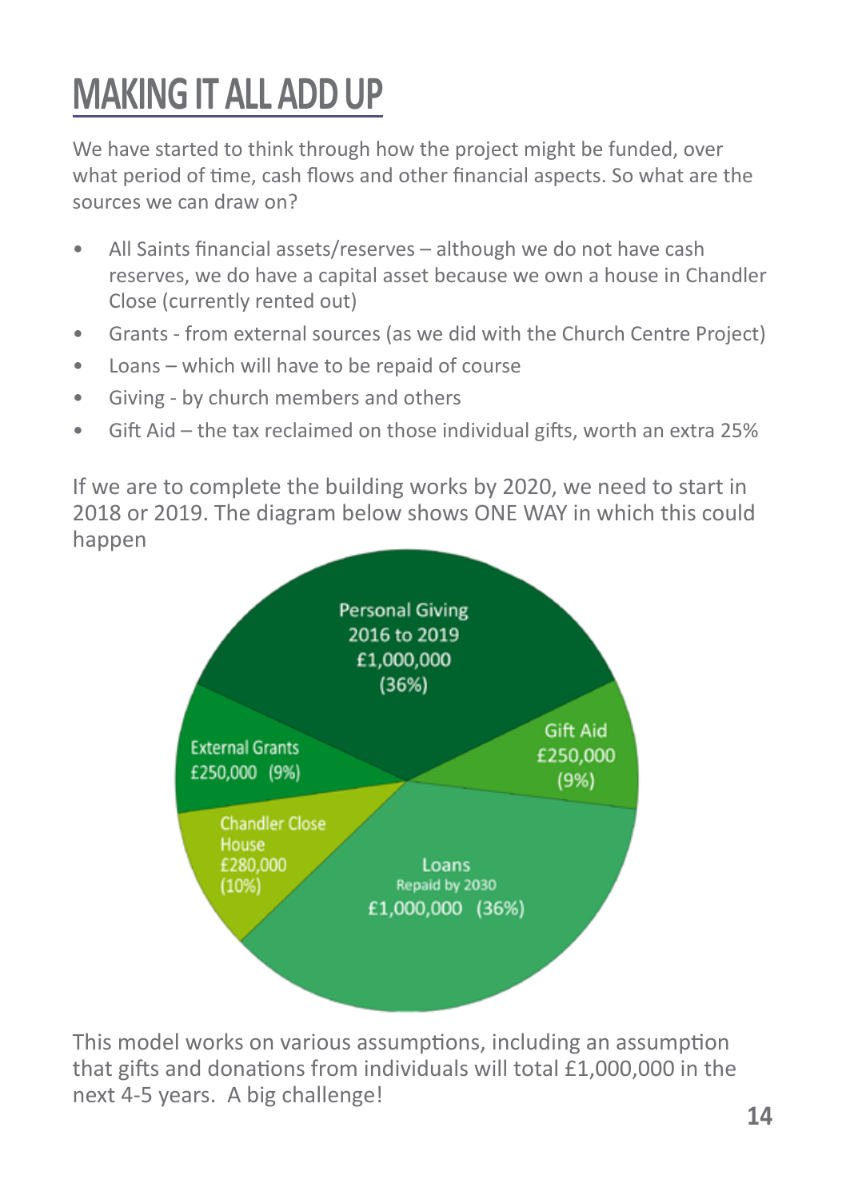# MAKING IT ALL ADD UP

We have started to think through how the project might be funded, over what period of time, cash flows and other financial aspects. So what are the sources we can draw on?

- All Saints financial assets/reserves – although we do not have cash reserves, we do have a capital asset because we own a house in Chandler Close (currently rented out)
- Grants - from external sources (as we did with the Church Centre Project)
- Loans – which will have to be repaid of course
- Giving - by church members and others
- Gift Aid – the tax reclaimed on those individual gifts, worth an extra 25%

If we are to complete the building works by 2020, we need to start in 2018 or 2019. The diagram below shows ONE WAY in which this could happen

Personal Giving 2016 to 2019 £1,000,000 (36%)

Gift Aid £250,000 (9%)

Loans Repaid by 2030 £1,000,000 (36%)

Chandler Close House £280,000 (10%)

External Grants £250,000 (9%)

This model works on various assumptions, including an assumption that gifts and donations from individuals will total £1,000,000 in the next 4-5 years. A big challenge!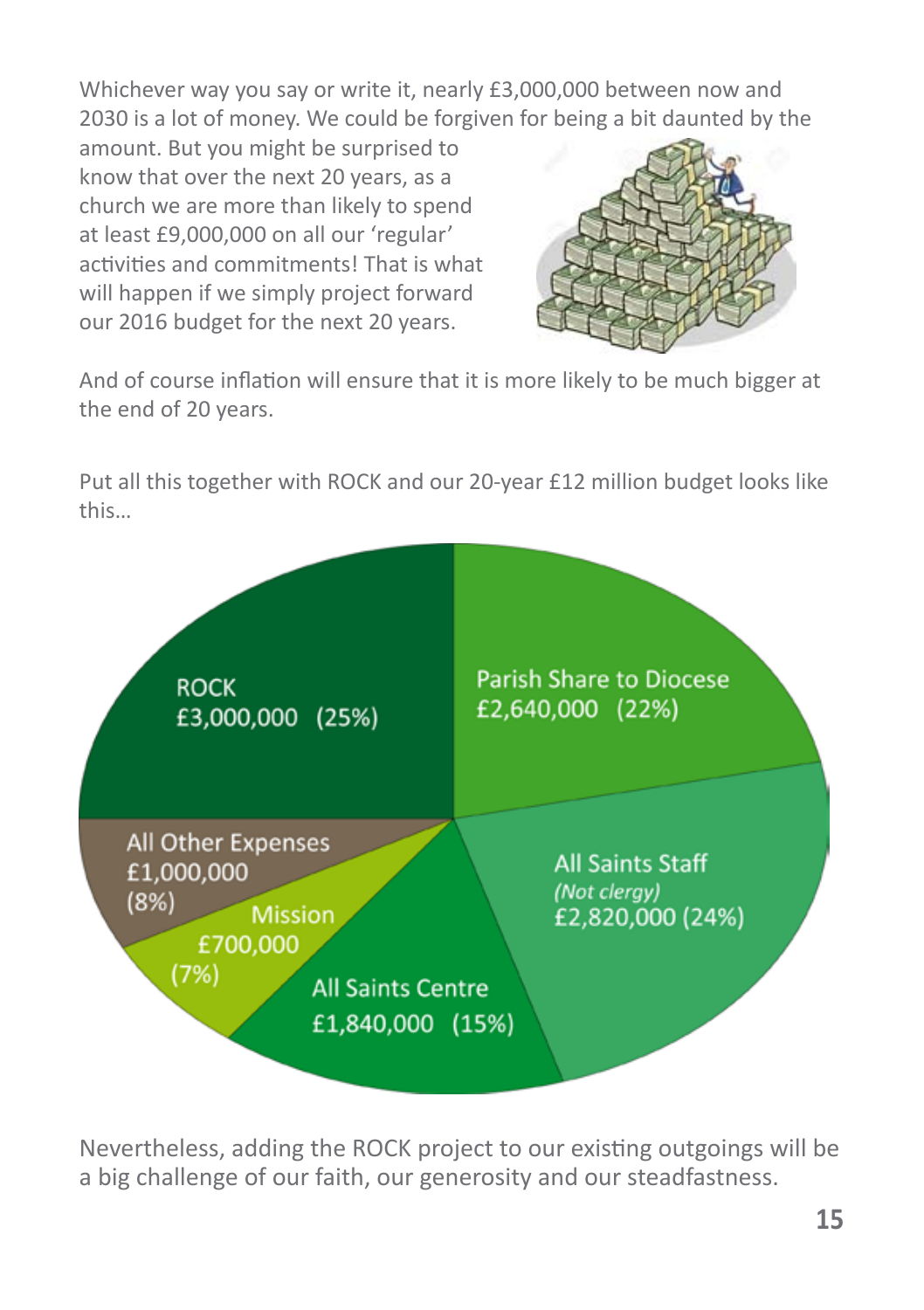Whichever way you say or write it, nearly £3,000,000 between now and 2030 is a lot of money. We could be forgiven for being a bit daunted by the amount. But you might be surprised to know that over the next 20 years, as a church we are more than likely to spend at least £9,000,000 on all our 'regular' activities and commitments! That is what will happen if we simply project forward our 2016 budget for the next 20 years.

And of course inflation will ensure that it is more likely to be much bigger at the end of 20 years.

Put all this together with ROCK and our 20-year £12 million budget looks like this…

| Item | Amount | Share |
| --- | --- | --- |
| ROCK | £3,000,000 | 25% |
| Parish Share to Diocese | £2,640,000 | 22% |
| All Saints Staff *(Not clergy)* | £2,820,000 | 24% |
| All Saints Centre | £1,840,000 | 15% |
| Mission | £700,000 | 7% |
| All Other Expenses | £1,000,000 | 8% |

Nevertheless, adding the ROCK project to our existing outgoings will be a big challenge of our faith, our generosity and our steadfastness.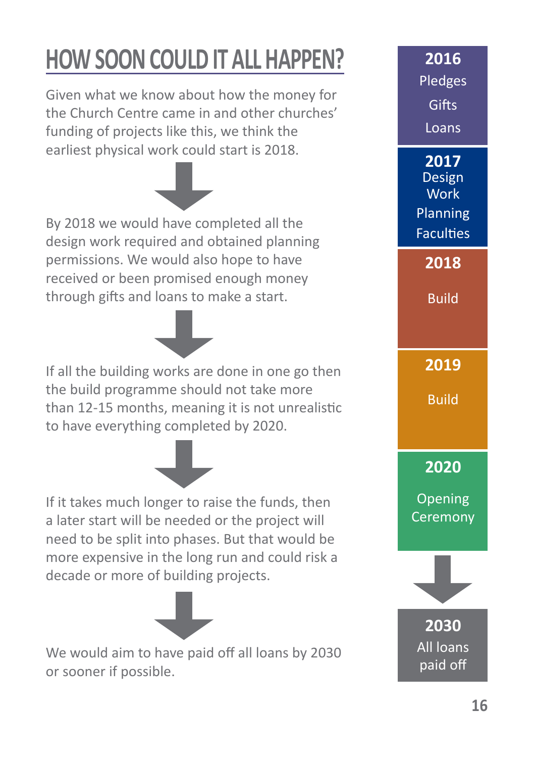# HOW SOON COULD IT ALL HAPPEN?

Given what we know about how the money for the Church Centre came in and other churches' funding of projects like this, we think the earliest physical work could start is 2018.

By 2018 we would have completed all the design work required and obtained planning permissions. We would also hope to have received or been promised enough money through gifts and loans to make a start.

If all the building works are done in one go then the build programme should not take more than 12-15 months, meaning it is not unrealistic to have everything completed by 2020.

If it takes much longer to raise the funds, then a later start will be needed or the project will need to be split into phases. But that would be more expensive in the long run and could risk a decade or more of building projects.

We would aim to have paid off all loans by 2030 or sooner if possible.

**2016**
Pledges
Gifts
Loans

**2017**
Design Work
Planning
Faculties

**2018**
Build

**2019**
Build

**2020**
Opening Ceremony

**2030**
All loans paid off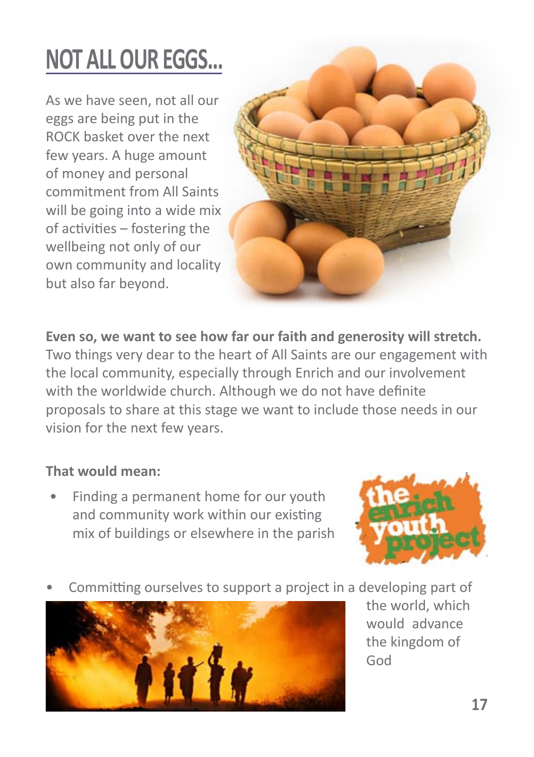# NOT ALL OUR EGGS...

As we have seen, not all our eggs are being put in the ROCK basket over the next few years. A huge amount of money and personal commitment from All Saints will be going into a wide mix of activities – fostering the wellbeing not only of our own community and locality but also far beyond.

**Even so, we want to see how far our faith and generosity will stretch.** Two things very dear to the heart of All Saints are our engagement with the local community, especially through Enrich and our involvement with the worldwide church. Although we do not have definite proposals to share at this stage we want to include those needs in our vision for the next few years.

**That would mean:**

- Finding a permanent home for our youth and community work within our existing mix of buildings or elsewhere in the parish
- Committing ourselves to support a project in a developing part of the world, which would advance the kingdom of God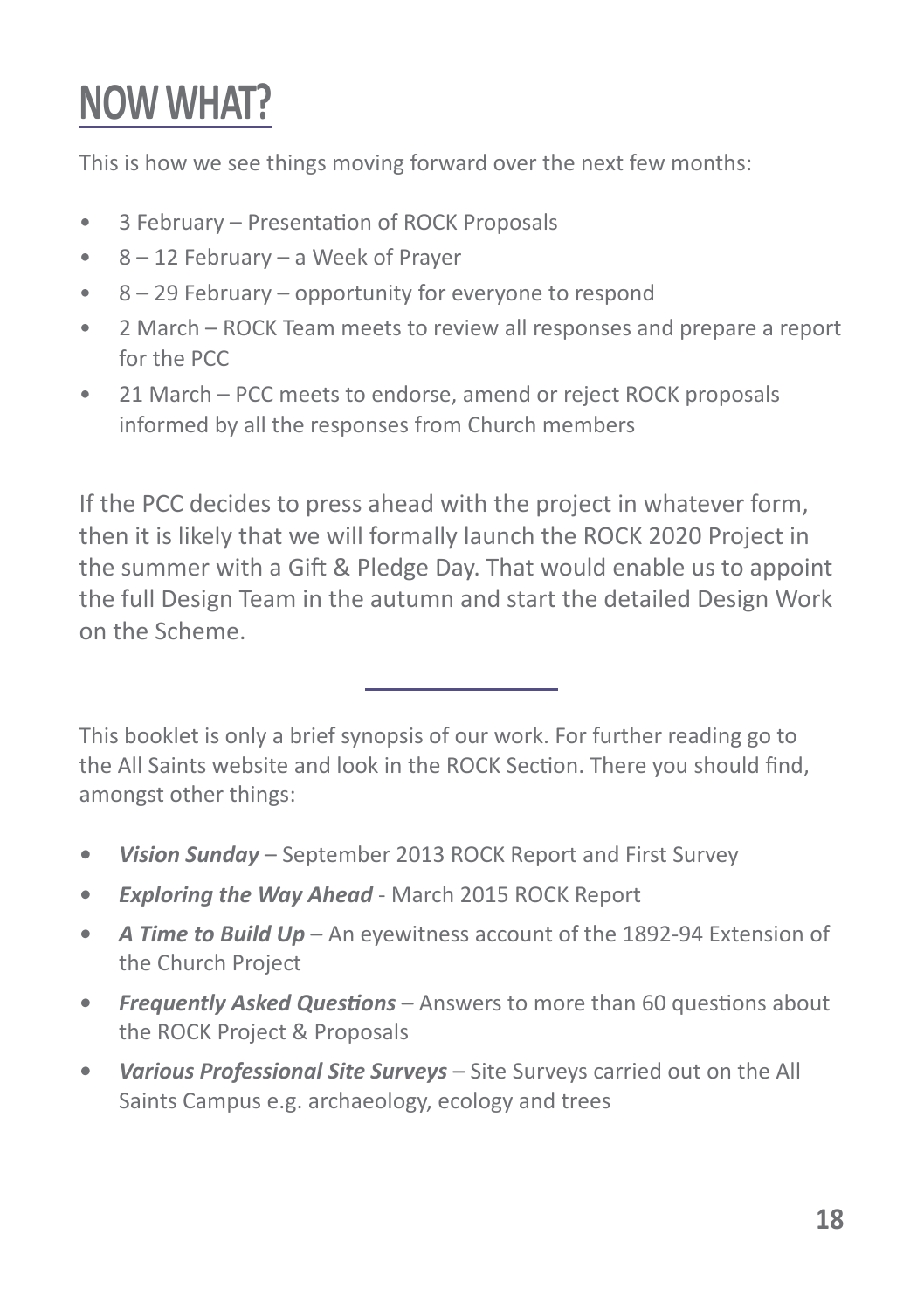# NOW WHAT?

This is how we see things moving forward over the next few months:

- 3 February – Presentation of ROCK Proposals
- 8 – 12 February – a Week of Prayer
- 8 – 29 February – opportunity for everyone to respond
- 2 March – ROCK Team meets to review all responses and prepare a report for the PCC
- 21 March – PCC meets to endorse, amend or reject ROCK proposals informed by all the responses from Church members

If the PCC decides to press ahead with the project in whatever form, then it is likely that we will formally launch the ROCK 2020 Project in the summer with a Gift & Pledge Day. That would enable us to appoint the full Design Team in the autumn and start the detailed Design Work on the Scheme.

---

This booklet is only a brief synopsis of our work. For further reading go to the All Saints website and look in the ROCK Section. There you should find, amongst other things:

- ***Vision Sunday*** – September 2013 ROCK Report and First Survey
- ***Exploring the Way Ahead*** - March 2015 ROCK Report
- ***A Time to Build Up*** – An eyewitness account of the 1892-94 Extension of the Church Project
- ***Frequently Asked Questions*** – Answers to more than 60 questions about the ROCK Project & Proposals
- ***Various Professional Site Surveys*** – Site Surveys carried out on the All Saints Campus e.g. archaeology, ecology and trees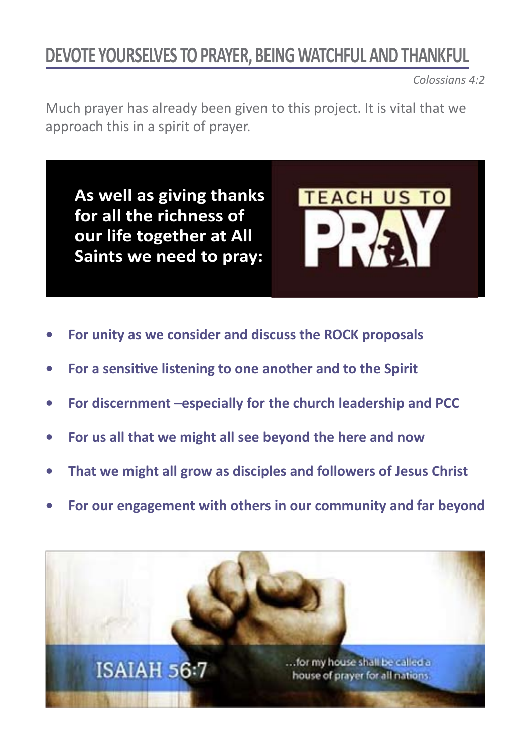# DEVOTE YOURSELVES TO PRAYER, BEING WATCHFUL AND THANKFUL

*Colossians 4:2*

Much prayer has already been given to this project. It is vital that we approach this in a spirit of prayer.

**As well as giving thanks for all the richness of our life together at All Saints we need to pray:**

TEACH US TO PRAY

- **For unity as we consider and discuss the ROCK proposals**
- **For a sensitive listening to one another and to the Spirit**
- **For discernment –especially for the church leadership and PCC**
- **For us all that we might all see beyond the here and now**
- **That we might all grow as disciples and followers of Jesus Christ**
- **For our engagement with others in our community and far beyond**

ISAIAH 56:7

...for my house shall be called a house of prayer for all nations.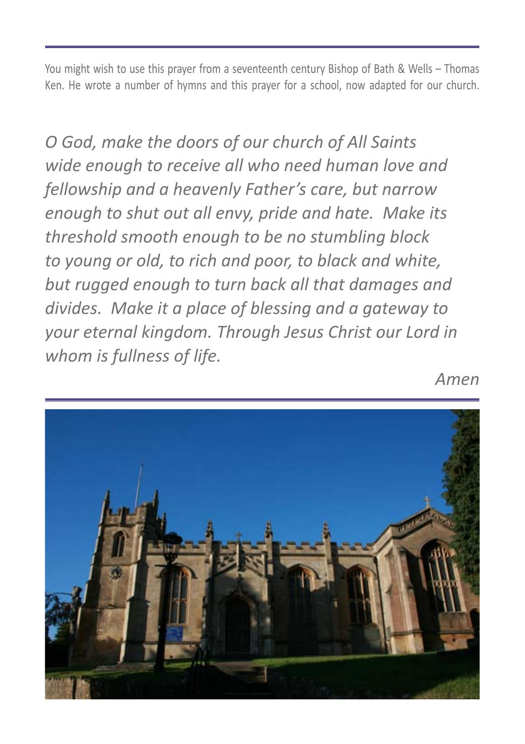You might wish to use this prayer from a seventeenth century Bishop of Bath & Wells – Thomas Ken. He wrote a number of hymns and this prayer for a school, now adapted for our church.

*O God, make the doors of our church of All Saints wide enough to receive all who need human love and fellowship and a heavenly Father's care, but narrow enough to shut out all envy, pride and hate. Make its threshold smooth enough to be no stumbling block to young or old, to rich and poor, to black and white, but rugged enough to turn back all that damages and divides. Make it a place of blessing and a gateway to your eternal kingdom. Through Jesus Christ our Lord in whom is fullness of life.*

*Amen*